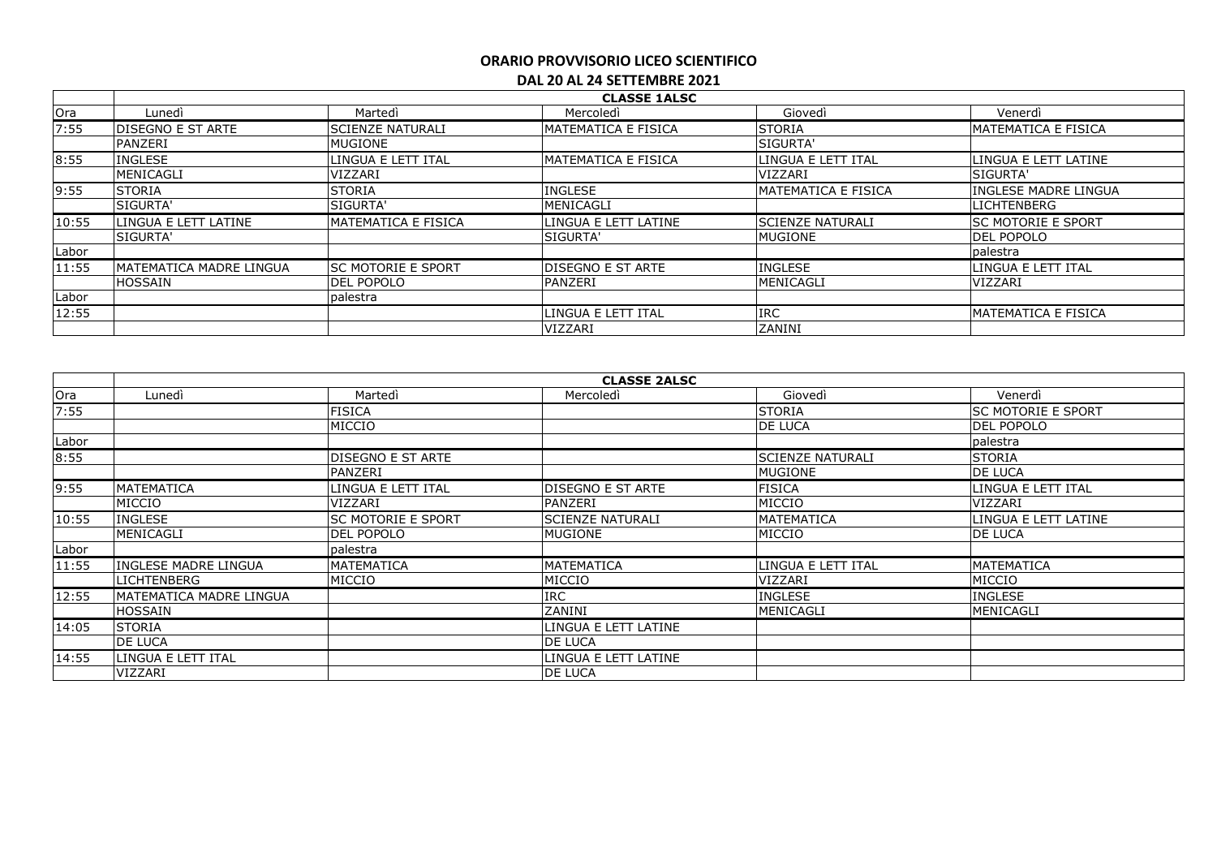# ORARIO PROVVISORIO LICEO SCIENTIFICO

## DAL 20 AL 24 SETTEMBRE 2021

| | CLASSE 1ALSC | | | | |
|---|---|---|---|---|---|
| Ora | Lunedì | Martedì | Mercoledì | Giovedì | Venerdì |
| 7:55 | DISEGNO E ST ARTE | SCIENZE NATURALI | MATEMATICA E FISICA | STORIA | MATEMATICA E FISICA |
| | PANZERI | MUGIONE | | SIGURTA' | |
| 8:55 | INGLESE | LINGUA E LETT ITAL | MATEMATICA E FISICA | LINGUA E LETT ITAL | LINGUA E LETT LATINE |
| | MENICAGLI | VIZZARI | | VIZZARI | SIGURTA' |
| 9:55 | STORIA | STORIA | INGLESE | MATEMATICA E FISICA | INGLESE MADRE LINGUA |
| | SIGURTA' | SIGURTA' | MENICAGLI | | LICHTENBERG |
| 10:55 | LINGUA E LETT LATINE | MATEMATICA E FISICA | LINGUA E LETT LATINE | SCIENZE NATURALI | SC MOTORIE E SPORT |
| | SIGURTA' | | SIGURTA' | MUGIONE | DEL POPOLO |
| Labor | | | | | palestra |
| 11:55 | MATEMATICA MADRE LINGUA | SC MOTORIE E SPORT | DISEGNO E ST ARTE | INGLESE | LINGUA E LETT ITAL |
| | HOSSAIN | DEL POPOLO | PANZERI | MENICAGLI | VIZZARI |
| Labor | | palestra | | | |
| 12:55 | | | LINGUA E LETT ITAL | IRC | MATEMATICA E FISICA |
| | | | VIZZARI | ZANINI | |

| | CLASSE 2ALSC | | | | |
|---|---|---|---|---|---|
| Ora | Lunedì | Martedì | Mercoledì | Giovedì | Venerdì |
| 7:55 | | FISICA | | STORIA | SC MOTORIE E SPORT |
| | | MICCIO | | DE LUCA | DEL POPOLO |
| Labor | | | | | palestra |
| 8:55 | | DISEGNO E ST ARTE | | SCIENZE NATURALI | STORIA |
| | | PANZERI | | MUGIONE | DE LUCA |
| 9:55 | MATEMATICA | LINGUA E LETT ITAL | DISEGNO E ST ARTE | FISICA | LINGUA E LETT ITAL |
| | MICCIO | VIZZARI | PANZERI | MICCIO | VIZZARI |
| 10:55 | INGLESE | SC MOTORIE E SPORT | SCIENZE NATURALI | MATEMATICA | LINGUA E LETT LATINE |
| | MENICAGLI | DEL POPOLO | MUGIONE | MICCIO | DE LUCA |
| Labor | | palestra | | | |
| 11:55 | INGLESE MADRE LINGUA | MATEMATICA | MATEMATICA | LINGUA E LETT ITAL | MATEMATICA |
| | LICHTENBERG | MICCIO | MICCIO | VIZZARI | MICCIO |
| 12:55 | MATEMATICA MADRE LINGUA | | IRC | INGLESE | INGLESE |
| | HOSSAIN | | ZANINI | MENICAGLI | MENICAGLI |
| 14:05 | STORIA | | LINGUA E LETT LATINE | | |
| | DE LUCA | | DE LUCA | | |
| 14:55 | LINGUA E LETT ITAL | | LINGUA E LETT LATINE | | |
| | VIZZARI | | DE LUCA | | |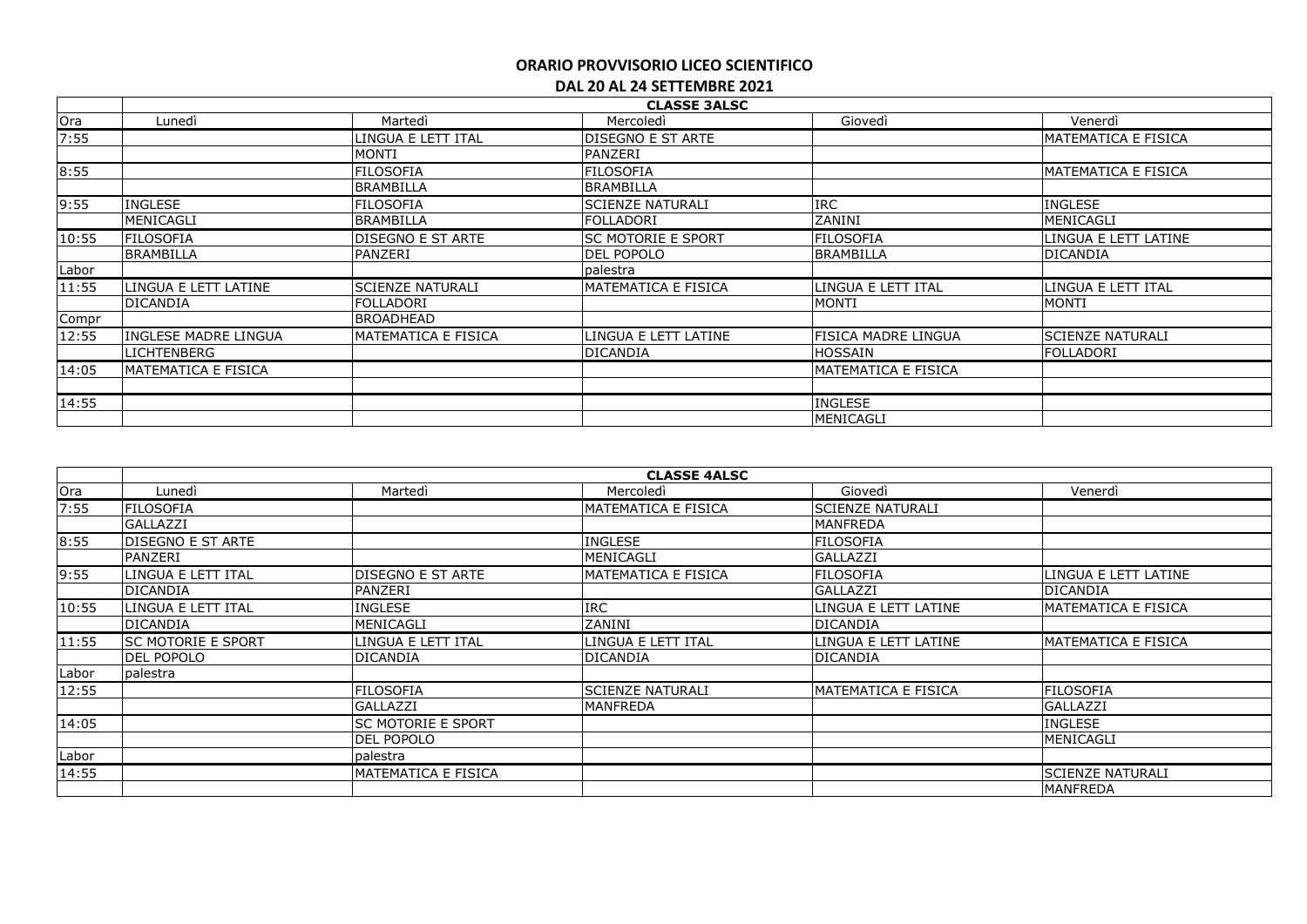# ORARIO PROVVISORIO LICEO SCIENTIFICO

## DAL 20 AL 24 SETTEMBRE 2021

| | CLASSE 3ALSC | | | | |
|---|---|---|---|---|---|
| Ora | Lunedì | Martedì | Mercoledì | Giovedì | Venerdì |
| 7:55 | | LINGUA E LETT ITAL | DISEGNO E ST ARTE | | MATEMATICA E FISICA |
| | | MONTI | PANZERI | | |
| 8:55 | | FILOSOFIA | FILOSOFIA | | MATEMATICA E FISICA |
| | | BRAMBILLA | BRAMBILLA | | |
| 9:55 | INGLESE | FILOSOFIA | SCIENZE NATURALI | IRC | INGLESE |
| | MENICAGLI | BRAMBILLA | FOLLADORI | ZANINI | MENICAGLI |
| 10:55 | FILOSOFIA | DISEGNO E ST ARTE | SC MOTORIE E SPORT | FILOSOFIA | LINGUA E LETT LATINE |
| | BRAMBILLA | PANZERI | DEL POPOLO | BRAMBILLA | DICANDIA |
| Labor | | | palestra | | |
| 11:55 | LINGUA E LETT LATINE | SCIENZE NATURALI | MATEMATICA E FISICA | LINGUA E LETT ITAL | LINGUA E LETT ITAL |
| | DICANDIA | FOLLADORI | | MONTI | MONTI |
| Compr | | BROADHEAD | | | |
| 12:55 | INGLESE MADRE LINGUA | MATEMATICA E FISICA | LINGUA E LETT LATINE | FISICA MADRE LINGUA | SCIENZE NATURALI |
| | LICHTENBERG | | DICANDIA | HOSSAIN | FOLLADORI |
| 14:05 | MATEMATICA E FISICA | | | MATEMATICA E FISICA | |
| | | | | | |
| 14:55 | | | | INGLESE | |
| | | | | MENICAGLI | |

| | CLASSE 4ALSC | | | | |
|---|---|---|---|---|---|
| Ora | Lunedì | Martedì | Mercoledì | Giovedì | Venerdì |
| 7:55 | FILOSOFIA | | MATEMATICA E FISICA | SCIENZE NATURALI | |
| | GALLAZZI | | | MANFREDA | |
| 8:55 | DISEGNO E ST ARTE | | INGLESE | FILOSOFIA | |
| | PANZERI | | MENICAGLI | GALLAZZI | |
| 9:55 | LINGUA E LETT ITAL | DISEGNO E ST ARTE | MATEMATICA E FISICA | FILOSOFIA | LINGUA E LETT LATINE |
| | DICANDIA | PANZERI | | GALLAZZI | DICANDIA |
| 10:55 | LINGUA E LETT ITAL | INGLESE | IRC | LINGUA E LETT LATINE | MATEMATICA E FISICA |
| | DICANDIA | MENICAGLI | ZANINI | DICANDIA | |
| 11:55 | SC MOTORIE E SPORT | LINGUA E LETT ITAL | LINGUA E LETT ITAL | LINGUA E LETT LATINE | MATEMATICA E FISICA |
| | DEL POPOLO | DICANDIA | DICANDIA | DICANDIA | |
| Labor | palestra | | | | |
| 12:55 | | FILOSOFIA | SCIENZE NATURALI | MATEMATICA E FISICA | FILOSOFIA |
| | | GALLAZZI | MANFREDA | | GALLAZZI |
| 14:05 | | SC MOTORIE E SPORT | | | INGLESE |
| | | DEL POPOLO | | | MENICAGLI |
| Labor | | palestra | | | |
| 14:55 | | MATEMATICA E FISICA | | | SCIENZE NATURALI |
| | | | | | MANFREDA |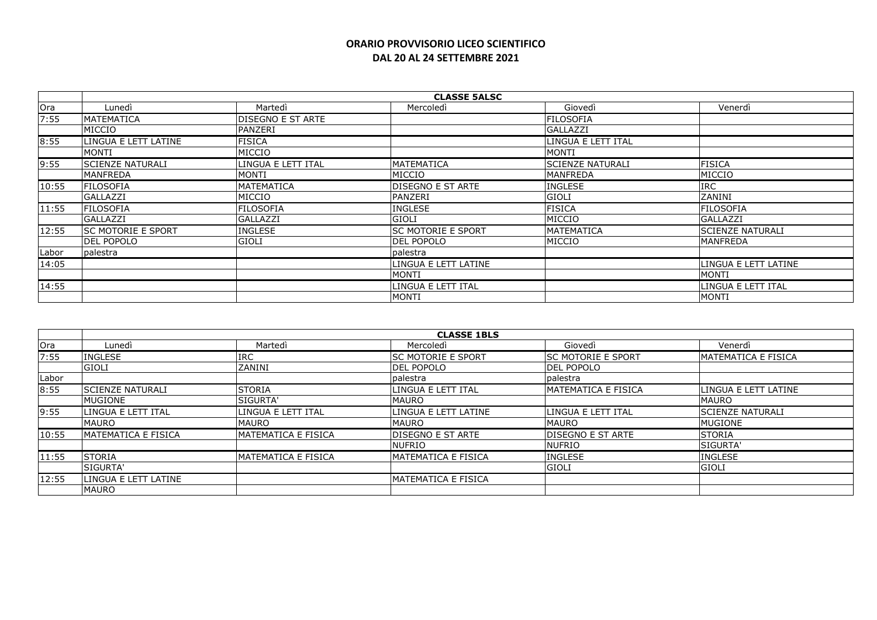**ORARIO PROVVISORIO LICEO SCIENTIFICO**
**DAL 20 AL 24 SETTEMBRE 2021**

| | CLASSE 5ALSC | | | | |
|---|---|---|---|---|---|
| Ora | Lunedì | Martedì | Mercoledì | Giovedì | Venerdì |
| 7:55 | MATEMATICA | DISEGNO E ST ARTE | | FILOSOFIA | |
| | MICCIO | PANZERI | | GALLAZZI | |
| 8:55 | LINGUA E LETT LATINE | FISICA | | LINGUA E LETT ITAL | |
| | MONTI | MICCIO | | MONTI | |
| 9:55 | SCIENZE NATURALI | LINGUA E LETT ITAL | MATEMATICA | SCIENZE NATURALI | FISICA |
| | MANFREDA | MONTI | MICCIO | MANFREDA | MICCIO |
| 10:55 | FILOSOFIA | MATEMATICA | DISEGNO E ST ARTE | INGLESE | IRC |
| | GALLAZZI | MICCIO | PANZERI | GIOLI | ZANINI |
| 11:55 | FILOSOFIA | FILOSOFIA | INGLESE | FISICA | FILOSOFIA |
| | GALLAZZI | GALLAZZI | GIOLI | MICCIO | GALLAZZI |
| 12:55 | SC MOTORIE E SPORT | INGLESE | SC MOTORIE E SPORT | MATEMATICA | SCIENZE NATURALI |
| | DEL POPOLO | GIOLI | DEL POPOLO | MICCIO | MANFREDA |
| Labor | palestra | | palestra | | |
| 14:05 | | | LINGUA E LETT LATINE | | LINGUA E LETT LATINE |
| | | | MONTI | | MONTI |
| 14:55 | | | LINGUA E LETT ITAL | | LINGUA E LETT ITAL |
| | | | MONTI | | MONTI |

| | CLASSE 1BLS | | | | |
|---|---|---|---|---|---|
| Ora | Lunedì | Martedì | Mercoledì | Giovedì | Venerdì |
| 7:55 | INGLESE | IRC | SC MOTORIE E SPORT | SC MOTORIE E SPORT | MATEMATICA E FISICA |
| | GIOLI | ZANINI | DEL POPOLO | DEL POPOLO | |
| Labor | | | palestra | palestra | |
| 8:55 | SCIENZE NATURALI | STORIA | LINGUA E LETT ITAL | MATEMATICA E FISICA | LINGUA E LETT LATINE |
| | MUGIONE | SIGURTA' | MAURO | | MAURO |
| 9:55 | LINGUA E LETT ITAL | LINGUA E LETT ITAL | LINGUA E LETT LATINE | LINGUA E LETT ITAL | SCIENZE NATURALI |
| | MAURO | MAURO | MAURO | MAURO | MUGIONE |
| 10:55 | MATEMATICA E FISICA | MATEMATICA E FISICA | DISEGNO E ST ARTE | DISEGNO E ST ARTE | STORIA |
| | | | NUFRIO | NUFRIO | SIGURTA' |
| 11:55 | STORIA | MATEMATICA E FISICA | MATEMATICA E FISICA | INGLESE | INGLESE |
| | SIGURTA' | | | GIOLI | GIOLI |
| 12:55 | LINGUA E LETT LATINE | | MATEMATICA E FISICA | | |
| | MAURO | | | | |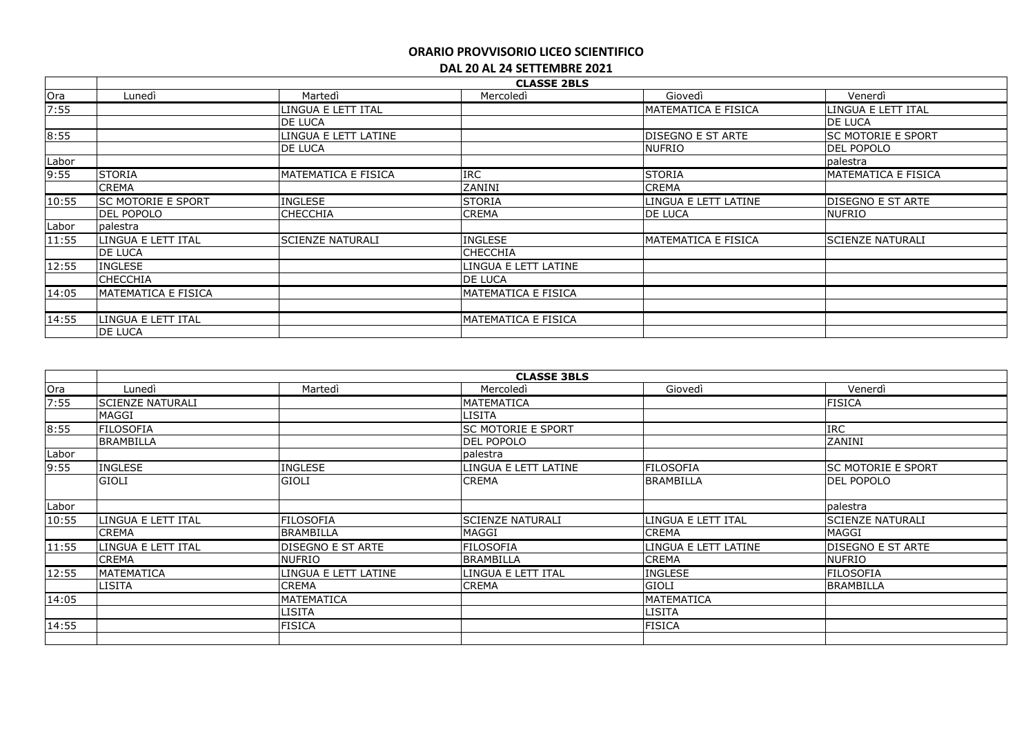## ORARIO PROVVISORIO LICEO SCIENTIFICO

### DAL 20 AL 24 SETTEMBRE 2021

| | CLASSE 2BLS | | | | |
|---|---|---|---|---|---|
| Ora | Lunedì | Martedì | Mercoledì | Giovedì | Venerdì |
| 7:55 | | LINGUA E LETT ITAL | | MATEMATICA E FISICA | LINGUA E LETT ITAL |
| | | DE LUCA | | | DE LUCA |
| 8:55 | | LINGUA E LETT LATINE | | DISEGNO E ST ARTE | SC MOTORIE E SPORT |
| | | DE LUCA | | NUFRIO | DEL POPOLO |
| Labor | | | | | palestra |
| 9:55 | STORIA | MATEMATICA E FISICA | IRC | STORIA | MATEMATICA E FISICA |
| | CREMA | | ZANINI | CREMA | |
| 10:55 | SC MOTORIE E SPORT | INGLESE | STORIA | LINGUA E LETT LATINE | DISEGNO E ST ARTE |
| | DEL POPOLO | CHECCHIA | CREMA | DE LUCA | NUFRIO |
| Labor | palestra | | | | |
| 11:55 | LINGUA E LETT ITAL | SCIENZE NATURALI | INGLESE | MATEMATICA E FISICA | SCIENZE NATURALI |
| | DE LUCA | | CHECCHIA | | |
| 12:55 | INGLESE | | LINGUA E LETT LATINE | | |
| | CHECCHIA | | DE LUCA | | |
| 14:05 | MATEMATICA E FISICA | | MATEMATICA E FISICA | | |
| | | | | | |
| 14:55 | LINGUA E LETT ITAL | | MATEMATICA E FISICA | | |
| | DE LUCA | | | | |

| | CLASSE 3BLS | | | | |
|---|---|---|---|---|---|
| Ora | Lunedì | Martedì | Mercoledì | Giovedì | Venerdì |
| 7:55 | SCIENZE NATURALI | | MATEMATICA | | FISICA |
| | MAGGI | | LISITA | | |
| 8:55 | FILOSOFIA | | SC MOTORIE E SPORT | | IRC |
| | BRAMBILLA | | DEL POPOLO | | ZANINI |
| Labor | | | palestra | | |
| 9:55 | INGLESE | INGLESE | LINGUA E LETT LATINE | FILOSOFIA | SC MOTORIE E SPORT |
| | GIOLI | GIOLI | CREMA | BRAMBILLA | DEL POPOLO |
| Labor | | | | | palestra |
| 10:55 | LINGUA E LETT ITAL | FILOSOFIA | SCIENZE NATURALI | LINGUA E LETT ITAL | SCIENZE NATURALI |
| | CREMA | BRAMBILLA | MAGGI | CREMA | MAGGI |
| 11:55 | LINGUA E LETT ITAL | DISEGNO E ST ARTE | FILOSOFIA | LINGUA E LETT LATINE | DISEGNO E ST ARTE |
| | CREMA | NUFRIO | BRAMBILLA | CREMA | NUFRIO |
| 12:55 | MATEMATICA | LINGUA E LETT LATINE | LINGUA E LETT ITAL | INGLESE | FILOSOFIA |
| | LISITA | CREMA | CREMA | GIOLI | BRAMBILLA |
| 14:05 | | MATEMATICA | | MATEMATICA | |
| | | LISITA | | LISITA | |
| 14:55 | | FISICA | | FISICA | |
| | | | | | |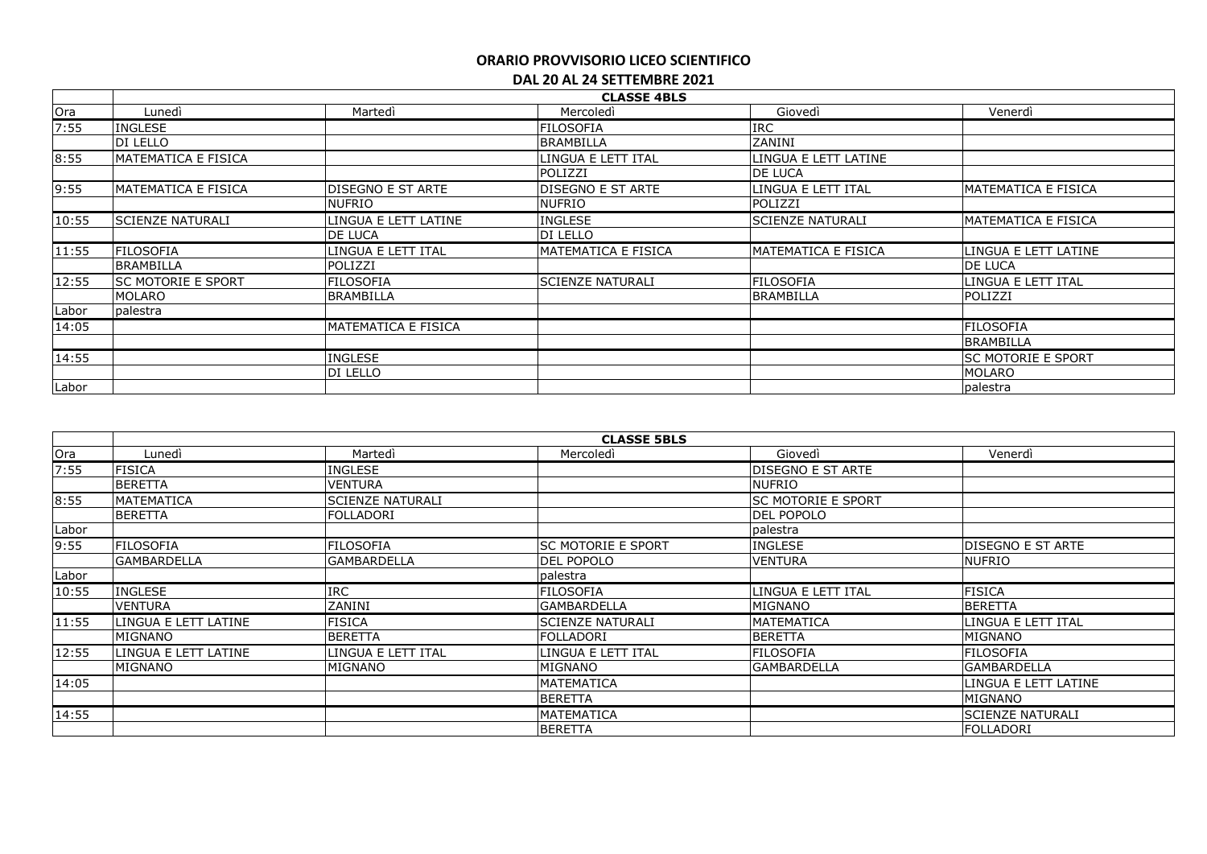**ORARIO PROVVISORIO LICEO SCIENTIFICO**

**DAL 20 AL 24 SETTEMBRE 2021**

| | CLASSE 4BLS | | | | |
|---|---|---|---|---|---|
| Ora | Lunedì | Martedì | Mercoledì | Giovedì | Venerdì |
| 7:55 | INGLESE | | FILOSOFIA | IRC | |
| | DI LELLO | | BRAMBILLA | ZANINI | |
| 8:55 | MATEMATICA E FISICA | | LINGUA E LETT ITAL | LINGUA E LETT LATINE | |
| | | | POLIZZI | DE LUCA | |
| 9:55 | MATEMATICA E FISICA | DISEGNO E ST ARTE | DISEGNO E ST ARTE | LINGUA E LETT ITAL | MATEMATICA E FISICA |
| | | NUFRIO | NUFRIO | POLIZZI | |
| 10:55 | SCIENZE NATURALI | LINGUA E LETT LATINE | INGLESE | SCIENZE NATURALI | MATEMATICA E FISICA |
| | | DE LUCA | DI LELLO | | |
| 11:55 | FILOSOFIA | LINGUA E LETT ITAL | MATEMATICA E FISICA | MATEMATICA E FISICA | LINGUA E LETT LATINE |
| | BRAMBILLA | POLIZZI | | | DE LUCA |
| 12:55 | SC MOTORIE E SPORT | FILOSOFIA | SCIENZE NATURALI | FILOSOFIA | LINGUA E LETT ITAL |
| | MOLARO | BRAMBILLA | | BRAMBILLA | POLIZZI |
| Labor | palestra | | | | |
| 14:05 | | MATEMATICA E FISICA | | | FILOSOFIA |
| | | | | | BRAMBILLA |
| 14:55 | | INGLESE | | | SC MOTORIE E SPORT |
| | | DI LELLO | | | MOLARO |
| Labor | | | | | palestra |

| | CLASSE 5BLS | | | | |
|---|---|---|---|---|---|
| Ora | Lunedì | Martedì | Mercoledì | Giovedì | Venerdì |
| 7:55 | FISICA | INGLESE | | DISEGNO E ST ARTE | |
| | BERETTA | VENTURA | | NUFRIO | |
| 8:55 | MATEMATICA | SCIENZE NATURALI | | SC MOTORIE E SPORT | |
| | BERETTA | FOLLADORI | | DEL POPOLO | |
| Labor | | | | palestra | |
| 9:55 | FILOSOFIA | FILOSOFIA | SC MOTORIE E SPORT | INGLESE | DISEGNO E ST ARTE |
| | GAMBARDELLA | GAMBARDELLA | DEL POPOLO | VENTURA | NUFRIO |
| Labor | | | palestra | | |
| 10:55 | INGLESE | IRC | FILOSOFIA | LINGUA E LETT ITAL | FISICA |
| | VENTURA | ZANINI | GAMBARDELLA | MIGNANO | BERETTA |
| 11:55 | LINGUA E LETT LATINE | FISICA | SCIENZE NATURALI | MATEMATICA | LINGUA E LETT ITAL |
| | MIGNANO | BERETTA | FOLLADORI | BERETTA | MIGNANO |
| 12:55 | LINGUA E LETT LATINE | LINGUA E LETT ITAL | LINGUA E LETT ITAL | FILOSOFIA | FILOSOFIA |
| | MIGNANO | MIGNANO | MIGNANO | GAMBARDELLA | GAMBARDELLA |
| 14:05 | | | MATEMATICA | | LINGUA E LETT LATINE |
| | | | BERETTA | | MIGNANO |
| 14:55 | | | MATEMATICA | | SCIENZE NATURALI |
| | | | BERETTA | | FOLLADORI |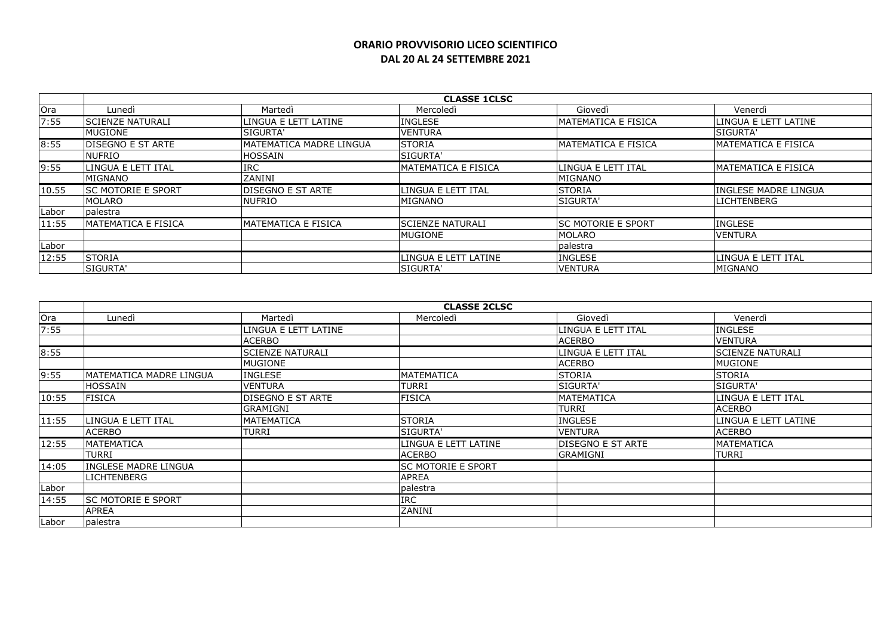**ORARIO PROVVISORIO LICEO SCIENTIFICO**
**DAL 20 AL 24 SETTEMBRE 2021**

| | **CLASSE 1CLSC** | | | | |
|---|---|---|---|---|---|
| Ora | Lunedì | Martedì | Mercoledì | Giovedì | Venerdì |
| 7:55 | SCIENZE NATURALI | LINGUA E LETT LATINE | INGLESE | MATEMATICA E FISICA | LINGUA E LETT LATINE |
| | MUGIONE | SIGURTA' | VENTURA | | SIGURTA' |
| 8:55 | DISEGNO E ST ARTE | MATEMATICA MADRE LINGUA | STORIA | MATEMATICA E FISICA | MATEMATICA E FISICA |
| | NUFRIO | HOSSAIN | SIGURTA' | | |
| 9:55 | LINGUA E LETT ITAL | IRC | MATEMATICA E FISICA | LINGUA E LETT ITAL | MATEMATICA E FISICA |
| | MIGNANO | ZANINI | | MIGNANO | |
| 10.55 | SC MOTORIE E SPORT | DISEGNO E ST ARTE | LINGUA E LETT ITAL | STORIA | INGLESE MADRE LINGUA |
| | MOLARO | NUFRIO | MIGNANO | SIGURTA' | LICHTENBERG |
| Labor | palestra | | | | |
| 11:55 | MATEMATICA E FISICA | MATEMATICA E FISICA | SCIENZE NATURALI | SC MOTORIE E SPORT | INGLESE |
| | | | MUGIONE | MOLARO | VENTURA |
| Labor | | | | palestra | |
| 12:55 | STORIA | | LINGUA E LETT LATINE | INGLESE | LINGUA E LETT ITAL |
| | SIGURTA' | | SIGURTA' | VENTURA | MIGNANO |

| | **CLASSE 2CLSC** | | | | |
|---|---|---|---|---|---|
| Ora | Lunedì | Martedì | Mercoledì | Giovedì | Venerdì |
| 7:55 | | LINGUA E LETT LATINE | | LINGUA E LETT ITAL | INGLESE |
| | | ACERBO | | ACERBO | VENTURA |
| 8:55 | | SCIENZE NATURALI | | LINGUA E LETT ITAL | SCIENZE NATURALI |
| | | MUGIONE | | ACERBO | MUGIONE |
| 9:55 | MATEMATICA MADRE LINGUA | INGLESE | MATEMATICA | STORIA | STORIA |
| | HOSSAIN | VENTURA | TURRI | SIGURTA' | SIGURTA' |
| 10:55 | FISICA | DISEGNO E ST ARTE | FISICA | MATEMATICA | LINGUA E LETT ITAL |
| | | GRAMIGNI | | TURRI | ACERBO |
| 11:55 | LINGUA E LETT ITAL | MATEMATICA | STORIA | INGLESE | LINGUA E LETT LATINE |
| | ACERBO | TURRI | SIGURTA' | VENTURA | ACERBO |
| 12:55 | MATEMATICA | | LINGUA E LETT LATINE | DISEGNO E ST ARTE | MATEMATICA |
| | TURRI | | ACERBO | GRAMIGNI | TURRI |
| 14:05 | INGLESE MADRE LINGUA | | SC MOTORIE E SPORT | | |
| | LICHTENBERG | | APREA | | |
| Labor | | | palestra | | |
| 14:55 | SC MOTORIE E SPORT | | IRC | | |
| | APREA | | ZANINI | | |
| Labor | palestra | | | | |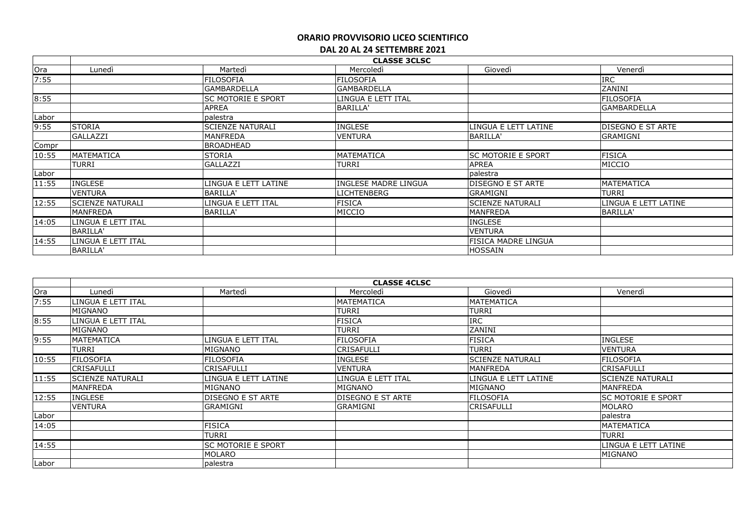# ORARIO PROVVISORIO LICEO SCIENTIFICO

## DAL 20 AL 24 SETTEMBRE 2021

| | CLASSE 3CLSC | | | | |
|---|---|---|---|---|---|
| Ora | Lunedì | Martedì | Mercoledì | Giovedì | Venerdì |
| 7:55 | | FILOSOFIA | FILOSOFIA | | IRC |
| | | GAMBARDELLA | GAMBARDELLA | | ZANINI |
| 8:55 | | SC MOTORIE E SPORT | LINGUA E LETT ITAL | | FILOSOFIA |
| | | APREA | BARILLA' | | GAMBARDELLA |
| Labor | | palestra | | | |
| 9:55 | STORIA | SCIENZE NATURALI | INGLESE | LINGUA E LETT LATINE | DISEGNO E ST ARTE |
| | GALLAZZI | MANFREDA | VENTURA | BARILLA' | GRAMIGNI |
| Compr | | BROADHEAD | | | |
| 10:55 | MATEMATICA | STORIA | MATEMATICA | SC MOTORIE E SPORT | FISICA |
| | TURRI | GALLAZZI | TURRI | APREA | MICCIO |
| Labor | | | | palestra | |
| 11:55 | INGLESE | LINGUA E LETT LATINE | INGLESE MADRE LINGUA | DISEGNO E ST ARTE | MATEMATICA |
| | VENTURA | BARILLA' | LICHTENBERG | GRAMIGNI | TURRI |
| 12:55 | SCIENZE NATURALI | LINGUA E LETT ITAL | FISICA | SCIENZE NATURALI | LINGUA E LETT LATINE |
| | MANFREDA | BARILLA' | MICCIO | MANFREDA | BARILLA' |
| 14:05 | LINGUA E LETT ITAL | | | INGLESE | |
| | BARILLA' | | | VENTURA | |
| 14:55 | LINGUA E LETT ITAL | | | FISICA MADRE LINGUA | |
| | BARILLA' | | | HOSSAIN | |

| | CLASSE 4CLSC | | | | |
|---|---|---|---|---|---|
| Ora | Lunedì | Martedì | Mercoledì | Giovedì | Venerdì |
| 7:55 | LINGUA E LETT ITAL | | MATEMATICA | MATEMATICA | |
| | MIGNANO | | TURRI | TURRI | |
| 8:55 | LINGUA E LETT ITAL | | FISICA | IRC | |
| | MIGNANO | | TURRI | ZANINI | |
| 9:55 | MATEMATICA | LINGUA E LETT ITAL | FILOSOFIA | FISICA | INGLESE |
| | TURRI | MIGNANO | CRISAFULLI | TURRI | VENTURA |
| 10:55 | FILOSOFIA | FILOSOFIA | INGLESE | SCIENZE NATURALI | FILOSOFIA |
| | CRISAFULLI | CRISAFULLI | VENTURA | MANFREDA | CRISAFULLI |
| 11:55 | SCIENZE NATURALI | LINGUA E LETT LATINE | LINGUA E LETT ITAL | LINGUA E LETT LATINE | SCIENZE NATURALI |
| | MANFREDA | MIGNANO | MIGNANO | MIGNANO | MANFREDA |
| 12:55 | INGLESE | DISEGNO E ST ARTE | DISEGNO E ST ARTE | FILOSOFIA | SC MOTORIE E SPORT |
| | VENTURA | GRAMIGNI | GRAMIGNI | CRISAFULLI | MOLARO |
| Labor | | | | | palestra |
| 14:05 | | FISICA | | | MATEMATICA |
| | | TURRI | | | TURRI |
| 14:55 | | SC MOTORIE E SPORT | | | LINGUA E LETT LATINE |
| | | MOLARO | | | MIGNANO |
| Labor | | palestra | | | |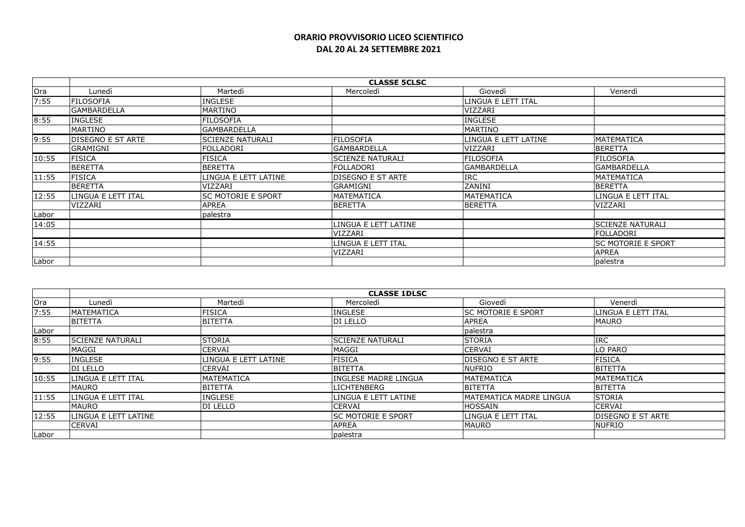**ORARIO PROVVISORIO LICEO SCIENTIFICO**
**DAL 20 AL 24 SETTEMBRE 2021**

| | **CLASSE 5CLSC** | | | | |
|---|---|---|---|---|---|
| Ora | Lunedì | Martedì | Mercoledì | Giovedì | Venerdì |
| 7:55 | FILOSOFIA | INGLESE | | LINGUA E LETT ITAL | |
| | GAMBARDELLA | MARTINO | | VIZZARI | |
| 8:55 | INGLESE | FILOSOFIA | | INGLESE | |
| | MARTINO | GAMBARDELLA | | MARTINO | |
| 9:55 | DISEGNO E ST ARTE | SCIENZE NATURALI | FILOSOFIA | LINGUA E LETT LATINE | MATEMATICA |
| | GRAMIGNI | FOLLADORI | GAMBARDELLA | VIZZARI | BERETTA |
| 10:55 | FISICA | FISICA | SCIENZE NATURALI | FILOSOFIA | FILOSOFIA |
| | BERETTA | BERETTA | FOLLADORI | GAMBARDELLA | GAMBARDELLA |
| 11:55 | FISICA | LINGUA E LETT LATINE | DISEGNO E ST ARTE | IRC | MATEMATICA |
| | BERETTA | VIZZARI | GRAMIGNI | ZANINI | BERETTA |
| 12:55 | LINGUA E LETT ITAL | SC MOTORIE E SPORT | MATEMATICA | MATEMATICA | LINGUA E LETT ITAL |
| | VIZZARI | APREA | BERETTA | BERETTA | VIZZARI |
| Labor | | palestra | | | |
| 14:05 | | | LINGUA E LETT LATINE | | SCIENZE NATURALI |
| | | | VIZZARI | | FOLLADORI |
| 14:55 | | | LINGUA E LETT ITAL | | SC MOTORIE E SPORT |
| | | | VIZZARI | | APREA |
| Labor | | | | | palestra |

| | **CLASSE 1DLSC** | | | | |
|---|---|---|---|---|---|
| Ora | Lunedì | Martedì | Mercoledì | Giovedì | Venerdì |
| 7:55 | MATEMATICA | FISICA | INGLESE | SC MOTORIE E SPORT | LINGUA E LETT ITAL |
| | BITETTA | BITETTA | DI LELLO | APREA | MAURO |
| Labor | | | | palestra | |
| 8:55 | SCIENZE NATURALI | STORIA | SCIENZE NATURALI | STORIA | IRC |
| | MAGGI | CERVAI | MAGGI | CERVAI | LO PARO |
| 9:55 | INGLESE | LINGUA E LETT LATINE | FISICA | DISEGNO E ST ARTE | FISICA |
| | DI LELLO | CERVAI | BITETTA | NUFRIO | BITETTA |
| 10:55 | LINGUA E LETT ITAL | MATEMATICA | INGLESE MADRE LINGUA | MATEMATICA | MATEMATICA |
| | MAURO | BITETTA | LICHTENBERG | BITETTA | BITETTA |
| 11:55 | LINGUA E LETT ITAL | INGLESE | LINGUA E LETT LATINE | MATEMATICA MADRE LINGUA | STORIA |
| | MAURO | DI LELLO | CERVAI | HOSSAIN | CERVAI |
| 12:55 | LINGUA E LETT LATINE | | SC MOTORIE E SPORT | LINGUA E LETT ITAL | DISEGNO E ST ARTE |
| | CERVAI | | APREA | MAURO | NUFRIO |
| Labor | | | palestra | | |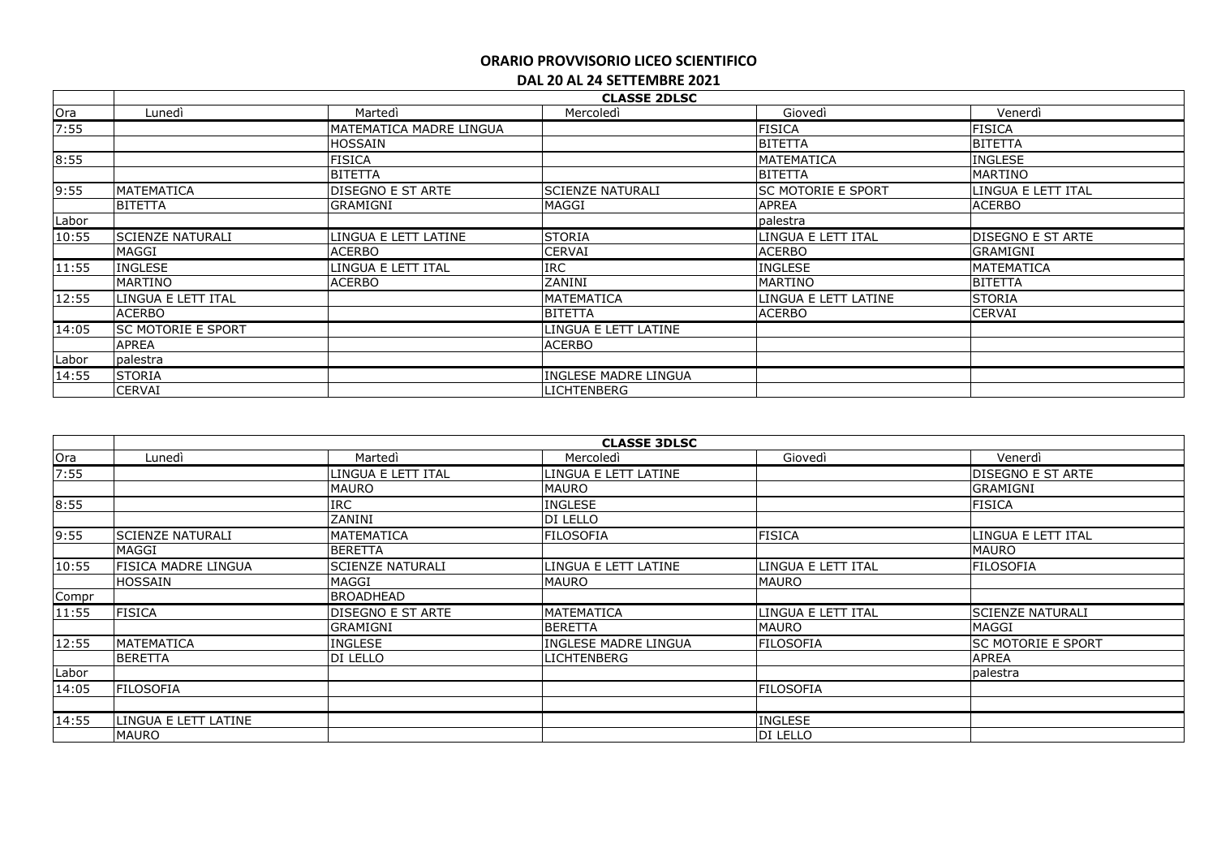## ORARIO PROVVISORIO LICEO SCIENTIFICO

### DAL 20 AL 24 SETTEMBRE 2021

| | CLASSE 2DLSC | | | | |
|---|---|---|---|---|---|
| Ora | Lunedì | Martedì | Mercoledì | Giovedì | Venerdì |
| 7:55 | | MATEMATICA MADRE LINGUA | | FISICA | FISICA |
| | | HOSSAIN | | BITETTA | BITETTA |
| 8:55 | | FISICA | | MATEMATICA | INGLESE |
| | | BITETTA | | BITETTA | MARTINO |
| 9:55 | MATEMATICA | DISEGNO E ST ARTE | SCIENZE NATURALI | SC MOTORIE E SPORT | LINGUA E LETT ITAL |
| | BITETTA | GRAMIGNI | MAGGI | APREA | ACERBO |
| Labor | | | | palestra | |
| 10:55 | SCIENZE NATURALI | LINGUA E LETT LATINE | STORIA | LINGUA E LETT ITAL | DISEGNO E ST ARTE |
| | MAGGI | ACERBO | CERVAI | ACERBO | GRAMIGNI |
| 11:55 | INGLESE | LINGUA E LETT ITAL | IRC | INGLESE | MATEMATICA |
| | MARTINO | ACERBO | ZANINI | MARTINO | BITETTA |
| 12:55 | LINGUA E LETT ITAL | | MATEMATICA | LINGUA E LETT LATINE | STORIA |
| | ACERBO | | BITETTA | ACERBO | CERVAI |
| 14:05 | SC MOTORIE E SPORT | | LINGUA E LETT LATINE | | |
| | APREA | | ACERBO | | |
| Labor | palestra | | | | |
| 14:55 | STORIA | | INGLESE MADRE LINGUA | | |
| | CERVAI | | LICHTENBERG | | |

| | CLASSE 3DLSC | | | | |
|---|---|---|---|---|---|
| Ora | Lunedì | Martedì | Mercoledì | Giovedì | Venerdì |
| 7:55 | | LINGUA E LETT ITAL | LINGUA E LETT LATINE | | DISEGNO E ST ARTE |
| | | MAURO | MAURO | | GRAMIGNI |
| 8:55 | | IRC | INGLESE | | FISICA |
| | | ZANINI | DI LELLO | | |
| 9:55 | SCIENZE NATURALI | MATEMATICA | FILOSOFIA | FISICA | LINGUA E LETT ITAL |
| | MAGGI | BERETTA | | | MAURO |
| 10:55 | FISICA MADRE LINGUA | SCIENZE NATURALI | LINGUA E LETT LATINE | LINGUA E LETT ITAL | FILOSOFIA |
| | HOSSAIN | MAGGI | MAURO | MAURO | |
| Compr | | BROADHEAD | | | |
| 11:55 | FISICA | DISEGNO E ST ARTE | MATEMATICA | LINGUA E LETT ITAL | SCIENZE NATURALI |
| | | GRAMIGNI | BERETTA | MAURO | MAGGI |
| 12:55 | MATEMATICA | INGLESE | INGLESE MADRE LINGUA | FILOSOFIA | SC MOTORIE E SPORT |
| | BERETTA | DI LELLO | LICHTENBERG | | APREA |
| Labor | | | | | palestra |
| 14:05 | FILOSOFIA | | | FILOSOFIA | |
| | | | | | |
| 14:55 | LINGUA E LETT LATINE | | | INGLESE | |
| | MAURO | | | DI LELLO | |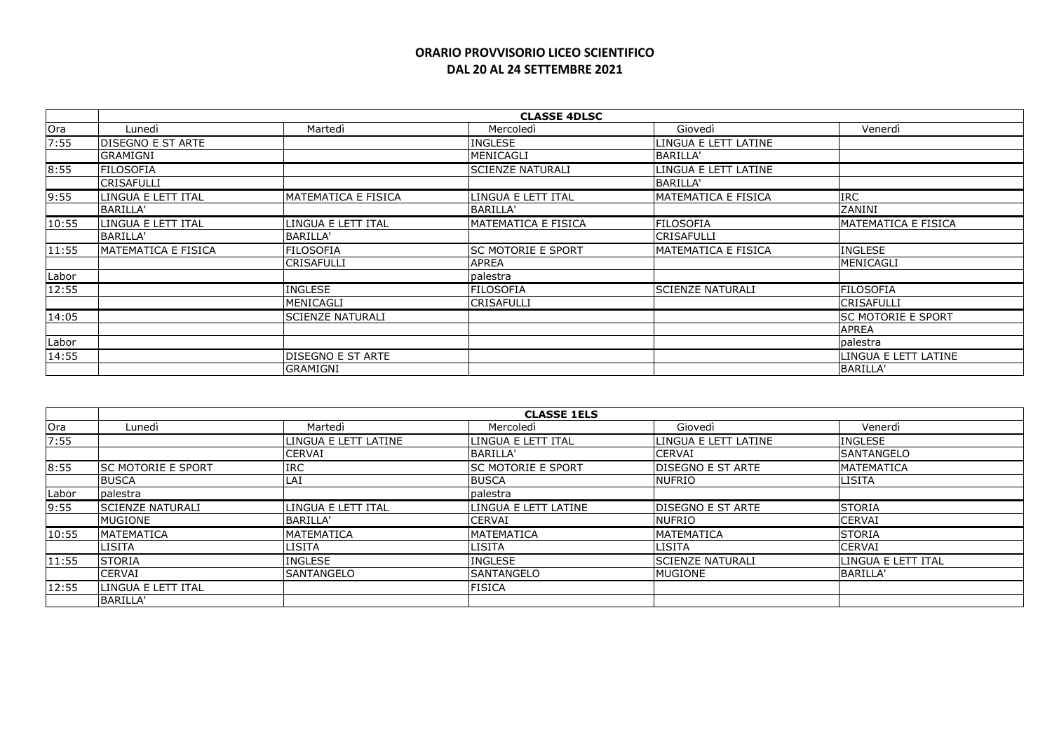**ORARIO PROVVISORIO LICEO SCIENTIFICO**
**DAL 20 AL 24 SETTEMBRE 2021**

| | **CLASSE 4DLSC** | | | | |
|---|---|---|---|---|---|
| Ora | Lunedì | Martedì | Mercoledì | Giovedì | Venerdì |
| 7:55 | DISEGNO E ST ARTE | | INGLESE | LINGUA E LETT LATINE | |
| | GRAMIGNI | | MENICAGLI | BARILLA' | |
| 8:55 | FILOSOFIA | | SCIENZE NATURALI | LINGUA E LETT LATINE | |
| | CRISAFULLI | | | BARILLA' | |
| 9:55 | LINGUA E LETT ITAL | MATEMATICA E FISICA | LINGUA E LETT ITAL | MATEMATICA E FISICA | IRC |
| | BARILLA' | | BARILLA' | | ZANINI |
| 10:55 | LINGUA E LETT ITAL | LINGUA E LETT ITAL | MATEMATICA E FISICA | FILOSOFIA | MATEMATICA E FISICA |
| | BARILLA' | BARILLA' | | CRISAFULLI | |
| 11:55 | MATEMATICA E FISICA | FILOSOFIA | SC MOTORIE E SPORT | MATEMATICA E FISICA | INGLESE |
| | | CRISAFULLI | APREA | | MENICAGLI |
| Labor | | | palestra | | |
| 12:55 | | INGLESE | FILOSOFIA | SCIENZE NATURALI | FILOSOFIA |
| | | MENICAGLI | CRISAFULLI | | CRISAFULLI |
| 14:05 | | SCIENZE NATURALI | | | SC MOTORIE E SPORT |
| | | | | | APREA |
| Labor | | | | | palestra |
| 14:55 | | DISEGNO E ST ARTE | | | LINGUA E LETT LATINE |
| | | GRAMIGNI | | | BARILLA' |

| | **CLASSE 1ELS** | | | | |
|---|---|---|---|---|---|
| Ora | Lunedì | Martedì | Mercoledì | Giovedì | Venerdì |
| 7:55 | | LINGUA E LETT LATINE | LINGUA E LETT ITAL | LINGUA E LETT LATINE | INGLESE |
| | | CERVAI | BARILLA' | CERVAI | SANTANGELO |
| 8:55 | SC MOTORIE E SPORT | IRC | SC MOTORIE E SPORT | DISEGNO E ST ARTE | MATEMATICA |
| | BUSCA | LAI | BUSCA | NUFRIO | LISITA |
| Labor | palestra | | palestra | | |
| 9:55 | SCIENZE NATURALI | LINGUA E LETT ITAL | LINGUA E LETT LATINE | DISEGNO E ST ARTE | STORIA |
| | MUGIONE | BARILLA' | CERVAI | NUFRIO | CERVAI |
| 10:55 | MATEMATICA | MATEMATICA | MATEMATICA | MATEMATICA | STORIA |
| | LISITA | LISITA | LISITA | LISITA | CERVAI |
| 11:55 | STORIA | INGLESE | INGLESE | SCIENZE NATURALI | LINGUA E LETT ITAL |
| | CERVAI | SANTANGELO | SANTANGELO | MUGIONE | BARILLA' |
| 12:55 | LINGUA E LETT ITAL | | FISICA | | |
| | BARILLA' | | | | |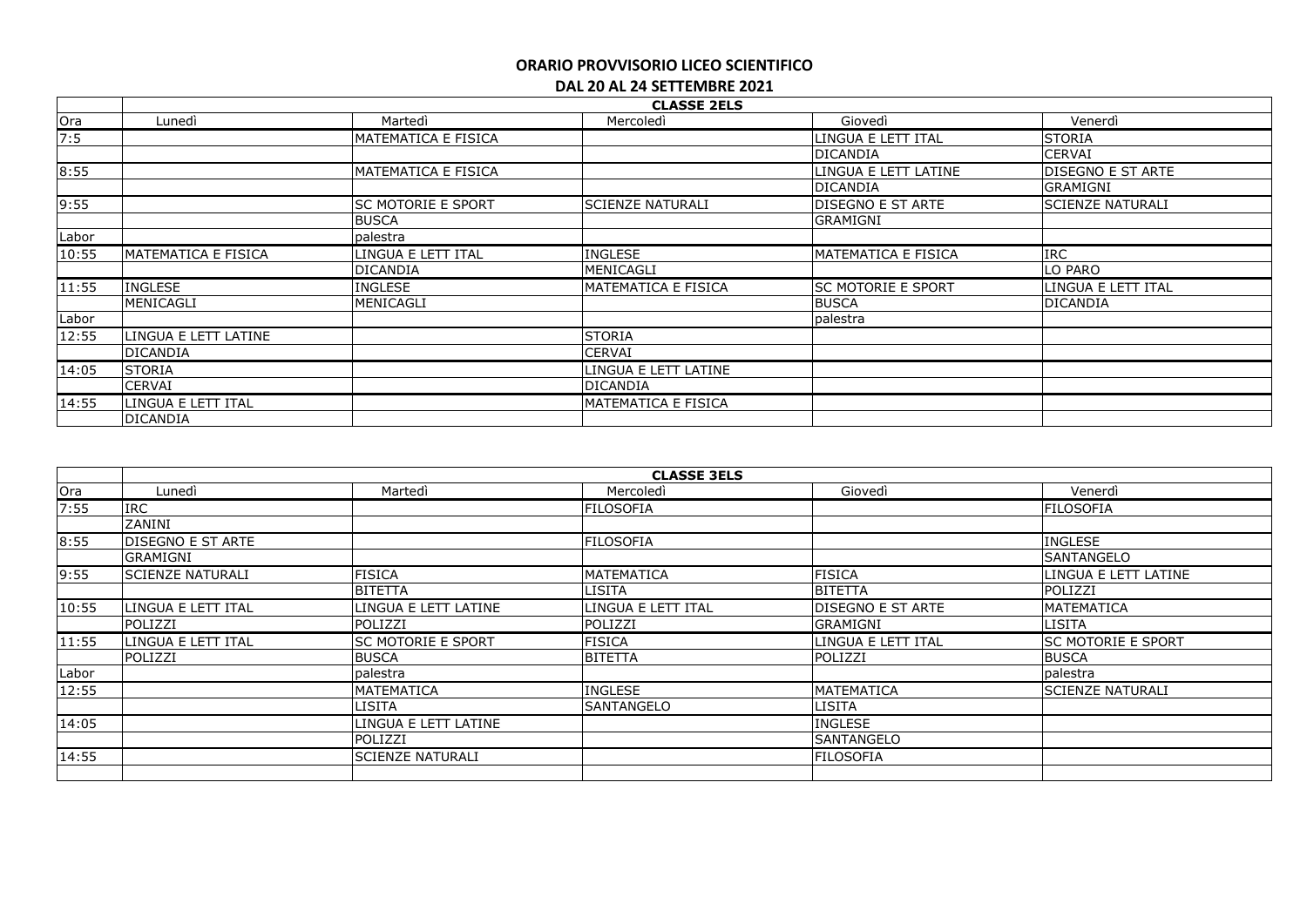**ORARIO PROVVISORIO LICEO SCIENTIFICO**

**DAL 20 AL 24 SETTEMBRE 2021**

| | **CLASSE 2ELS** | | | | |
|---|---|---|---|---|---|
| Ora | Lunedì | Martedì | Mercoledì | Giovedì | Venerdì |
| 7:5 | | MATEMATICA E FISICA | | LINGUA E LETT ITAL | STORIA |
| | | | | DICANDIA | CERVAI |
| 8:55 | | MATEMATICA E FISICA | | LINGUA E LETT LATINE | DISEGNO E ST ARTE |
| | | | | DICANDIA | GRAMIGNI |
| 9:55 | | SC MOTORIE E SPORT | SCIENZE NATURALI | DISEGNO E ST ARTE | SCIENZE NATURALI |
| | | BUSCA | | GRAMIGNI | |
| Labor | | palestra | | | |
| 10:55 | MATEMATICA E FISICA | LINGUA E LETT ITAL | INGLESE | MATEMATICA E FISICA | IRC |
| | | DICANDIA | MENICAGLI | | LO PARO |
| 11:55 | INGLESE | INGLESE | MATEMATICA E FISICA | SC MOTORIE E SPORT | LINGUA E LETT ITAL |
| | MENICAGLI | MENICAGLI | | BUSCA | DICANDIA |
| Labor | | | | palestra | |
| 12:55 | LINGUA E LETT LATINE | | STORIA | | |
| | DICANDIA | | CERVAI | | |
| 14:05 | STORIA | | LINGUA E LETT LATINE | | |
| | CERVAI | | DICANDIA | | |
| 14:55 | LINGUA E LETT ITAL | | MATEMATICA E FISICA | | |
| | DICANDIA | | | | |

| | **CLASSE 3ELS** | | | | |
|---|---|---|---|---|---|
| Ora | Lunedì | Martedì | Mercoledì | Giovedì | Venerdì |
| 7:55 | IRC | | FILOSOFIA | | FILOSOFIA |
| | ZANINI | | | | |
| 8:55 | DISEGNO E ST ARTE | | FILOSOFIA | | INGLESE |
| | GRAMIGNI | | | | SANTANGELO |
| 9:55 | SCIENZE NATURALI | FISICA | MATEMATICA | FISICA | LINGUA E LETT LATINE |
| | | BITETTA | LISITA | BITETTA | POLIZZI |
| 10:55 | LINGUA E LETT ITAL | LINGUA E LETT LATINE | LINGUA E LETT ITAL | DISEGNO E ST ARTE | MATEMATICA |
| | POLIZZI | POLIZZI | POLIZZI | GRAMIGNI | LISITA |
| 11:55 | LINGUA E LETT ITAL | SC MOTORIE E SPORT | FISICA | LINGUA E LETT ITAL | SC MOTORIE E SPORT |
| | POLIZZI | BUSCA | BITETTA | POLIZZI | BUSCA |
| Labor | | palestra | | | palestra |
| 12:55 | | MATEMATICA | INGLESE | MATEMATICA | SCIENZE NATURALI |
| | | LISITA | SANTANGELO | LISITA | |
| 14:05 | | LINGUA E LETT LATINE | | INGLESE | |
| | | POLIZZI | | SANTANGELO | |
| 14:55 | | SCIENZE NATURALI | | FILOSOFIA | |
| | | | | | |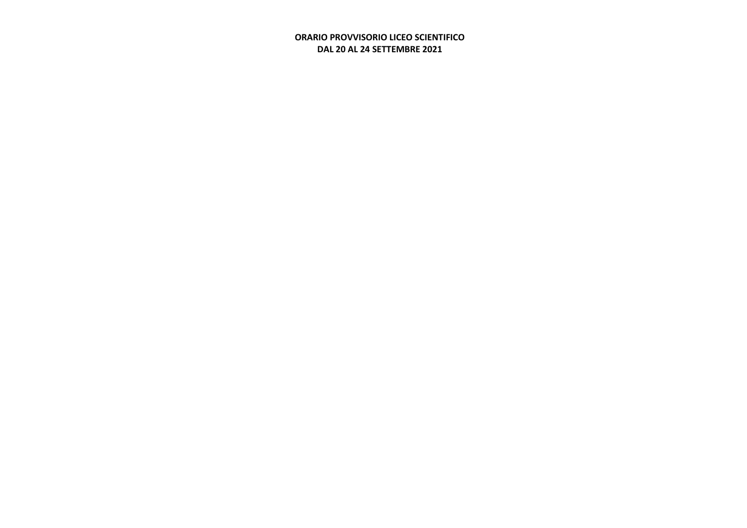**ORARIO PROVVISORIO LICEO SCIENTIFICO**
**DAL 20 AL 24 SETTEMBRE 2021**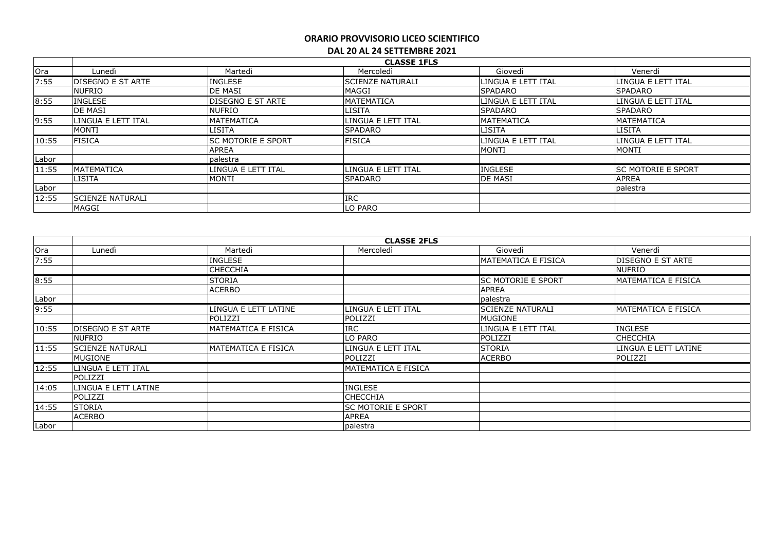# ORARIO PROVVISORIO LICEO SCIENTIFICO

## DAL 20 AL 24 SETTEMBRE 2021

| | CLASSE 1FLS | | | | |
|---|---|---|---|---|---|
| Ora | Lunedì | Martedì | Mercoledì | Giovedì | Venerdì |
| 7:55 | DISEGNO E ST ARTE | INGLESE | SCIENZE NATURALI | LINGUA E LETT ITAL | LINGUA E LETT ITAL |
| | NUFRIO | DE MASI | MAGGI | SPADARO | SPADARO |
| 8:55 | INGLESE | DISEGNO E ST ARTE | MATEMATICA | LINGUA E LETT ITAL | LINGUA E LETT ITAL |
| | DE MASI | NUFRIO | LISITA | SPADARO | SPADARO |
| 9:55 | LINGUA E LETT ITAL | MATEMATICA | LINGUA E LETT ITAL | MATEMATICA | MATEMATICA |
| | MONTI | LISITA | SPADARO | LISITA | LISITA |
| 10:55 | FISICA | SC MOTORIE E SPORT | FISICA | LINGUA E LETT ITAL | LINGUA E LETT ITAL |
| | | APREA | | MONTI | MONTI |
| Labor | | palestra | | | |
| 11:55 | MATEMATICA | LINGUA E LETT ITAL | LINGUA E LETT ITAL | INGLESE | SC MOTORIE E SPORT |
| | LISITA | MONTI | SPADARO | DE MASI | APREA |
| Labor | | | | | palestra |
| 12:55 | SCIENZE NATURALI | | IRC | | |
| | MAGGI | | LO PARO | | |

| | CLASSE 2FLS | | | | |
|---|---|---|---|---|---|
| Ora | Lunedì | Martedì | Mercoledì | Giovedì | Venerdì |
| 7:55 | | INGLESE | | MATEMATICA E FISICA | DISEGNO E ST ARTE |
| | | CHECCHIA | | | NUFRIO |
| 8:55 | | STORIA | | SC MOTORIE E SPORT | MATEMATICA E FISICA |
| | | ACERBO | | APREA | |
| Labor | | | | palestra | |
| 9:55 | | LINGUA E LETT LATINE | LINGUA E LETT ITAL | SCIENZE NATURALI | MATEMATICA E FISICA |
| | | POLIZZI | POLIZZI | MUGIONE | |
| 10:55 | DISEGNO E ST ARTE | MATEMATICA E FISICA | IRC | LINGUA E LETT ITAL | INGLESE |
| | NUFRIO | | LO PARO | POLIZZI | CHECCHIA |
| 11:55 | SCIENZE NATURALI | MATEMATICA E FISICA | LINGUA E LETT ITAL | STORIA | LINGUA E LETT LATINE |
| | MUGIONE | | POLIZZI | ACERBO | POLIZZI |
| 12:55 | LINGUA E LETT ITAL | | MATEMATICA E FISICA | | |
| | POLIZZI | | | | |
| 14:05 | LINGUA E LETT LATINE | | INGLESE | | |
| | POLIZZI | | CHECCHIA | | |
| 14:55 | STORIA | | SC MOTORIE E SPORT | | |
| | ACERBO | | APREA | | |
| Labor | | | palestra | | |